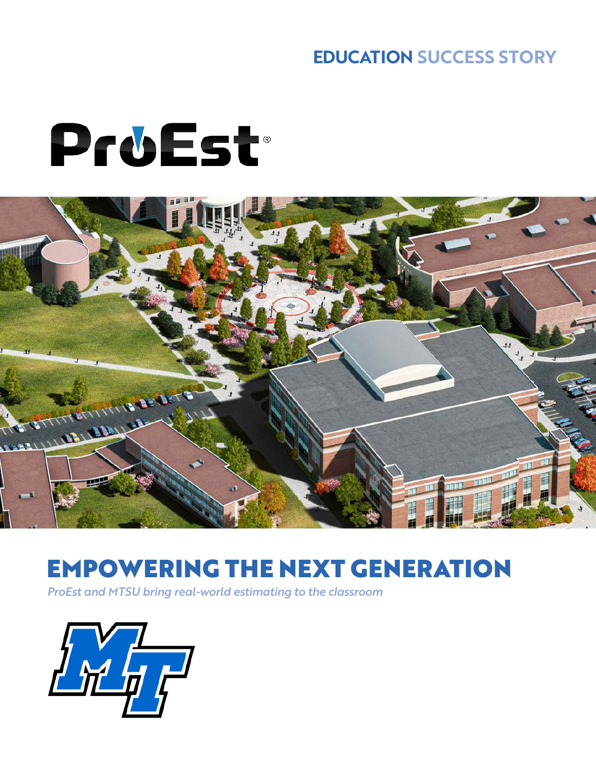EDUCATION SUCCESS STORY

ProEst®

# EMPOWERING THE NEXT GENERATION

*ProEst and MTSU bring real-world estimating to the classroom*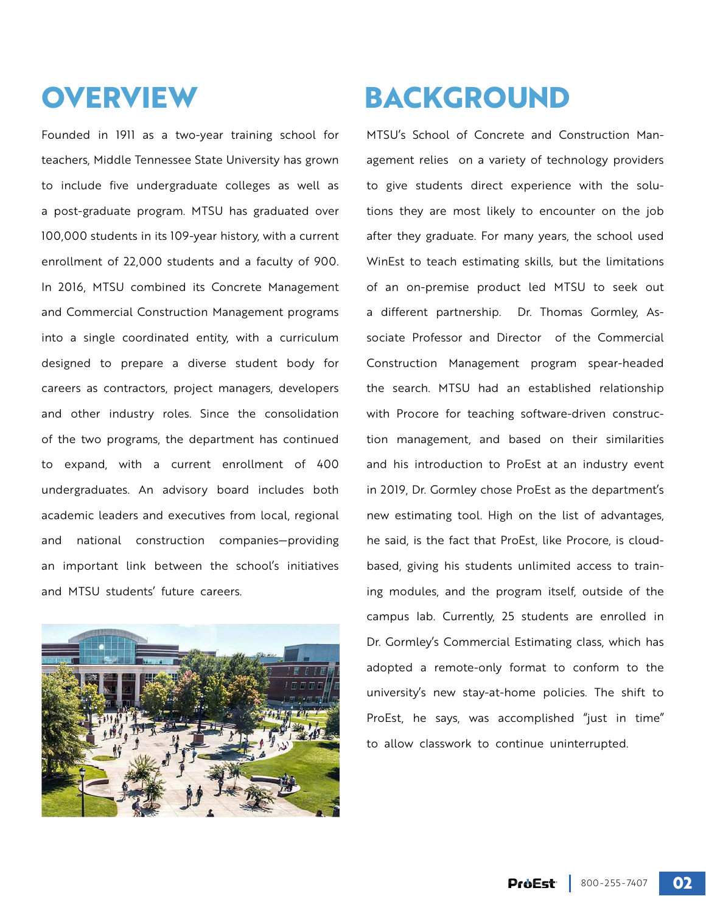# OVERVIEW

Founded in 1911 as a two-year training school for teachers, Middle Tennessee State University has grown to include five undergraduate colleges as well as a post-graduate program. MTSU has graduated over 100,000 students in its 109-year history, with a current enrollment of 22,000 students and a faculty of 900. In 2016, MTSU combined its Concrete Management and Commercial Construction Management programs into a single coordinated entity, with a curriculum designed to prepare a diverse student body for careers as contractors, project managers, developers and other industry roles. Since the consolidation of the two programs, the department has continued to expand, with a current enrollment of 400 undergraduates. An advisory board includes both academic leaders and executives from local, regional and national construction companies—providing an important link between the school's initiatives and MTSU students' future careers.

# BACKGROUND

MTSU's School of Concrete and Construction Management relies on a variety of technology providers to give students direct experience with the solutions they are most likely to encounter on the job after they graduate. For many years, the school used WinEst to teach estimating skills, but the limitations of an on-premise product led MTSU to seek out a different partnership. Dr. Thomas Gormley, Associate Professor and Director of the Commercial Construction Management program spear-headed the search. MTSU had an established relationship with Procore for teaching software-driven construction management, and based on their similarities and his introduction to ProEst at an industry event in 2019, Dr. Gormley chose ProEst as the department's new estimating tool. High on the list of advantages, he said, is the fact that ProEst, like Procore, is cloud-based, giving his students unlimited access to training modules, and the program itself, outside of the campus lab. Currently, 25 students are enrolled in Dr. Gormley's Commercial Estimating class, which has adopted a remote-only format to conform to the university's new stay-at-home policies. The shift to ProEst, he says, was accomplished "just in time" to allow classwork to continue uninterrupted.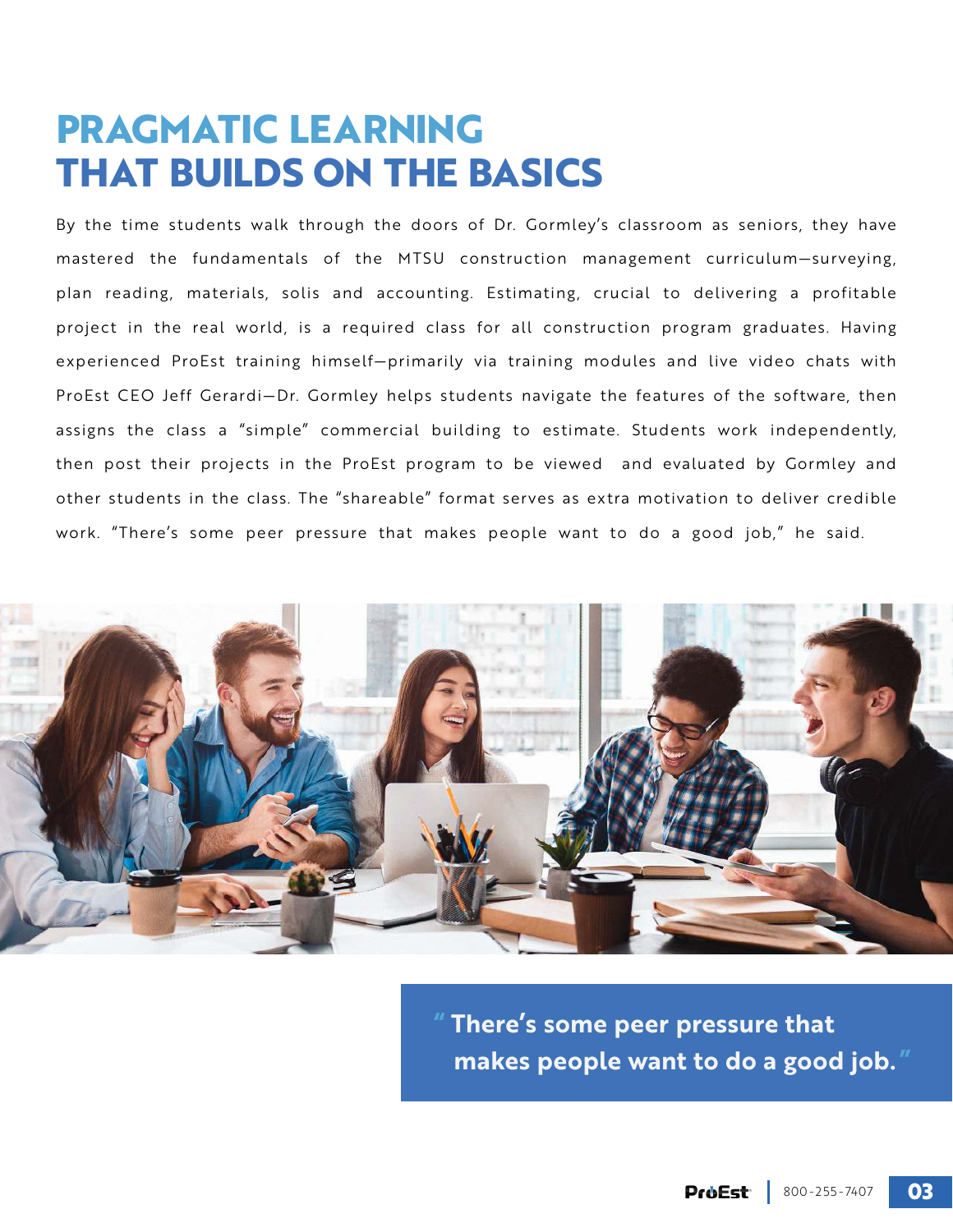# PRAGMATIC LEARNING THAT BUILDS ON THE BASICS

By the time students walk through the doors of Dr. Gormley's classroom as seniors, they have mastered the fundamentals of the MTSU construction management curriculum—surveying, plan reading, materials, solis and accounting. Estimating, crucial to delivering a profitable project in the real world, is a required class for all construction program graduates. Having experienced ProEst training himself—primarily via training modules and live video chats with ProEst CEO Jeff Gerardi—Dr. Gormley helps students navigate the features of the software, then assigns the class a "simple" commercial building to estimate. Students work independently, then post their projects in the ProEst program to be viewed and evaluated by Gormley and other students in the class. The "shareable" format serves as extra motivation to deliver credible work. "There's some peer pressure that makes people want to do a good job," he said.

> **"There's some peer pressure that makes people want to do a good job."**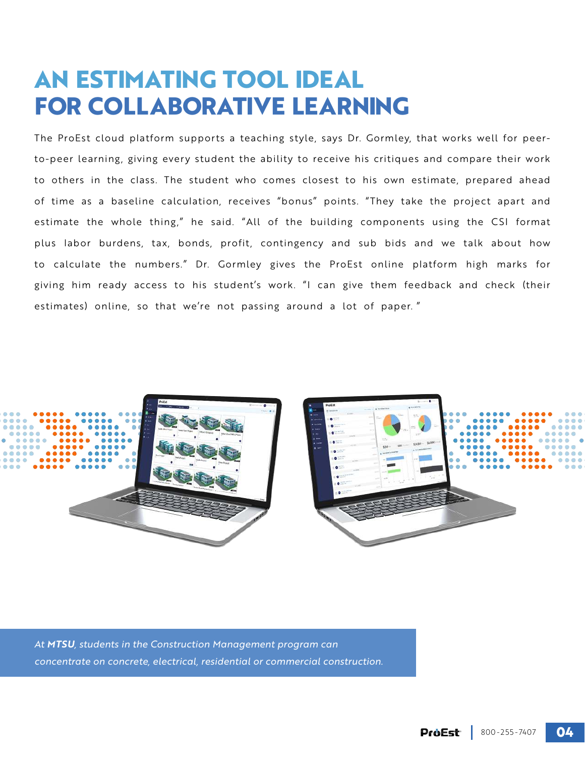# AN ESTIMATING TOOL IDEAL FOR COLLABORATIVE LEARNING

The ProEst cloud platform supports a teaching style, says Dr. Gormley, that works well for peer-to-peer learning, giving every student the ability to receive his critiques and compare their work to others in the class. The student who comes closest to his own estimate, prepared ahead of time as a baseline calculation, receives "bonus" points. "They take the project apart and estimate the whole thing," he said. "All of the building components using the CSI format plus labor burdens, tax, bonds, profit, contingency and sub bids and we talk about how to calculate the numbers." Dr. Gormley gives the ProEst online platform high marks for giving him ready access to his student's work. "I can give them feedback and check (their estimates) online, so that we're not passing around a lot of paper."

*At **MTSU**, students in the Construction Management program can concentrate on concrete, electrical, residential or commercial construction.*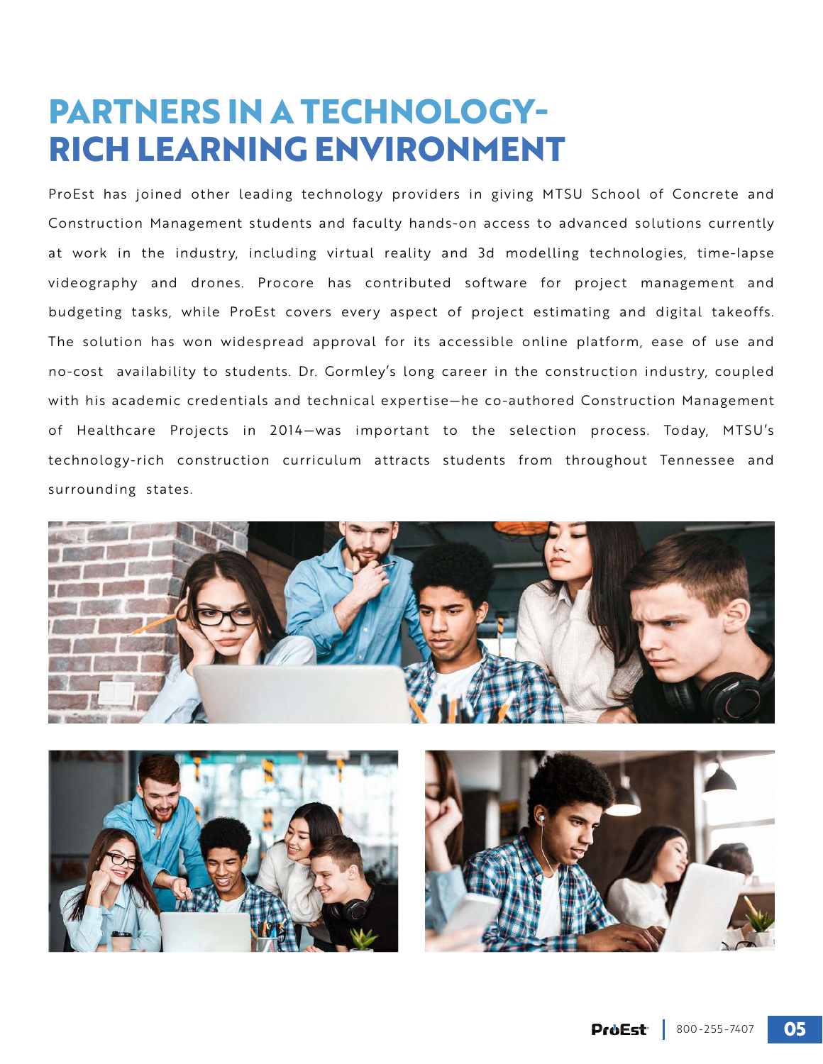# PARTNERS IN A TECHNOLOGY-RICH LEARNING ENVIRONMENT

ProEst has joined other leading technology providers in giving MTSU School of Concrete and Construction Management students and faculty hands-on access to advanced solutions currently at work in the industry, including virtual reality and 3d modelling technologies, time-lapse videography and drones. Procore has contributed software for project management and budgeting tasks, while ProEst covers every aspect of project estimating and digital takeoffs. The solution has won widespread approval for its accessible online platform, ease of use and no-cost availability to students. Dr. Gormley's long career in the construction industry, coupled with his academic credentials and technical expertise—he co-authored Construction Management of Healthcare Projects in 2014—was important to the selection process. Today, MTSU's technology-rich construction curriculum attracts students from throughout Tennessee and surrounding states.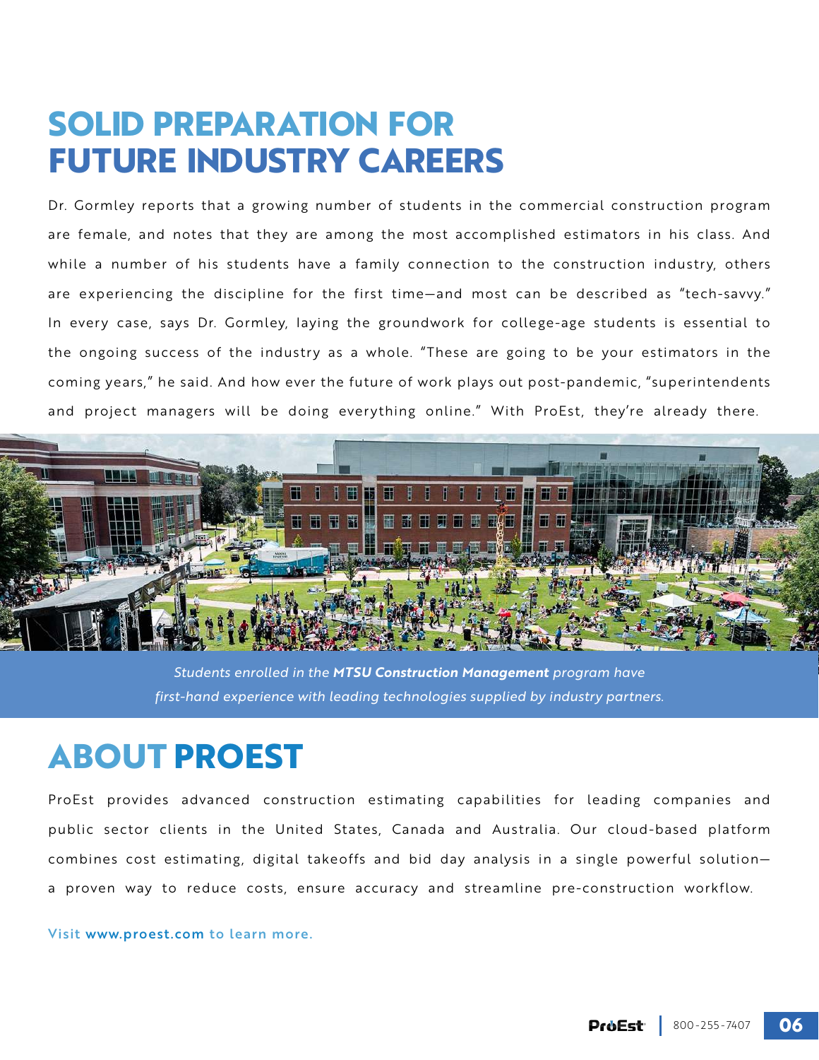# SOLID PREPARATION FOR FUTURE INDUSTRY CAREERS

Dr. Gormley reports that a growing number of students in the commercial construction program are female, and notes that they are among the most accomplished estimators in his class. And while a number of his students have a family connection to the construction industry, others are experiencing the discipline for the first time—and most can be described as "tech-savvy." In every case, says Dr. Gormley, laying the groundwork for college-age students is essential to the ongoing success of the industry as a whole. "These are going to be your estimators in the coming years," he said. And how ever the future of work plays out post-pandemic, "superintendents and project managers will be doing everything online." With ProEst, they're already there.

*Students enrolled in the **MTSU Construction Management** program have first-hand experience with leading technologies supplied by industry partners.*

# ABOUT PROEST

ProEst provides advanced construction estimating capabilities for leading companies and public sector clients in the United States, Canada and Australia. Our cloud-based platform combines cost estimating, digital takeoffs and bid day analysis in a single powerful solution—a proven way to reduce costs, ensure accuracy and streamline pre-construction workflow.

Visit **www.proest.com** to learn more.

ProEst | 800-255-7407